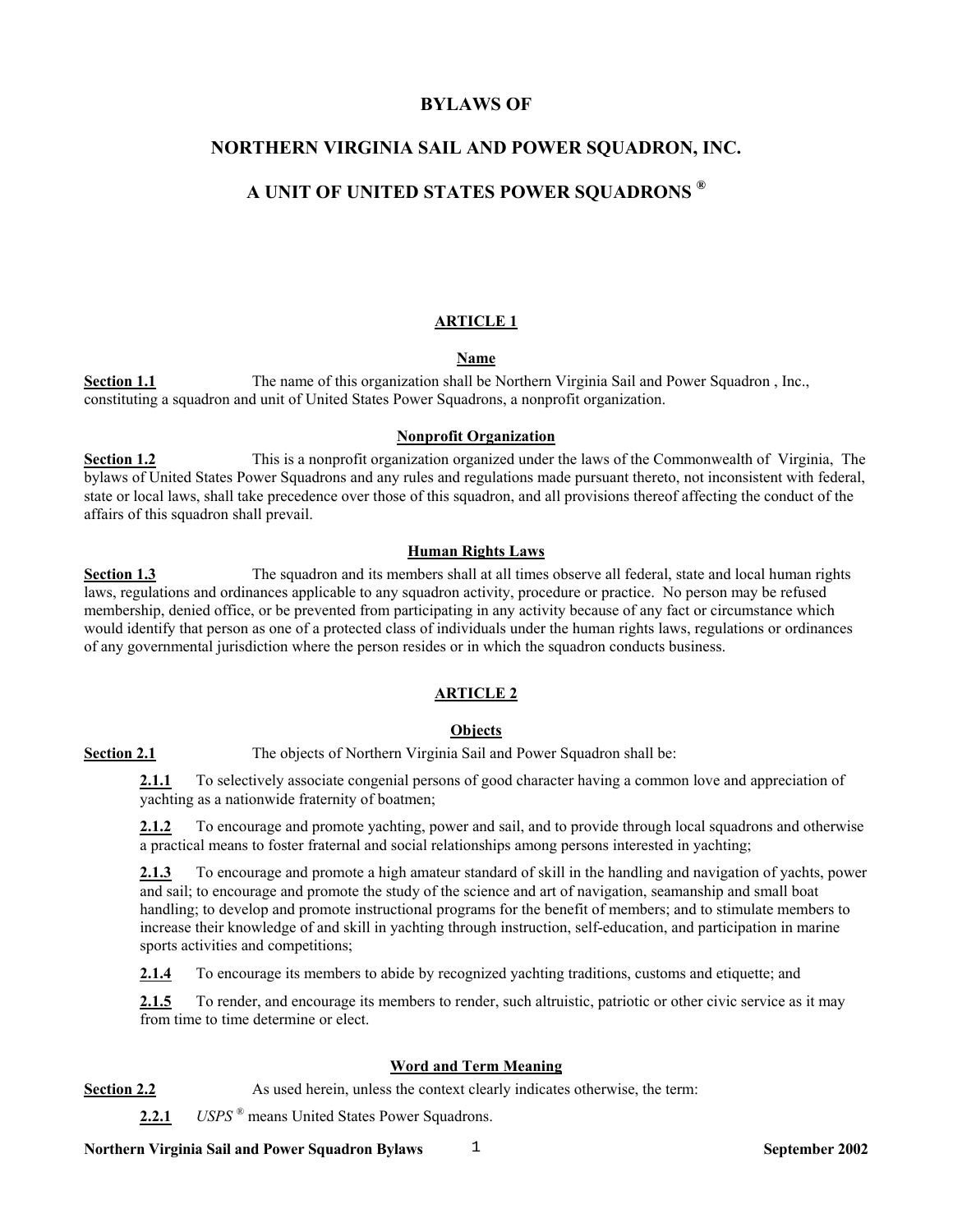# BYLAWS OF

# NORTHERN VIRGINIA SAIL AND POWER SQUADRON, INC.

# A UNIT OF UNITED STATES POWER SQUADRONS ®

## ARTICLE 1

### Name

**Section 1.1** The name of this organization shall be Northern Virginia Sail and Power Squadron , Inc., constituting a squadron and unit of United States Power Squadrons, a nonprofit organization.

### Nonprofit Organization

**Section 1.2** This is a nonprofit organization organized under the laws of the Commonwealth of Virginia, The bylaws of United States Power Squadrons and any rules and regulations made pursuant thereto, not inconsistent with federal, state or local laws, shall take precedence over those of this squadron, and all provisions thereof affecting the conduct of the affairs of this squadron shall prevail.

### Human Rights Laws

**Section 1.3** The squadron and its members shall at all times observe all federal, state and local human rights laws, regulations and ordinances applicable to any squadron activity, procedure or practice. No person may be refused membership, denied office, or be prevented from participating in any activity because of any fact or circumstance which would identify that person as one of a protected class of individuals under the human rights laws, regulations or ordinances of any governmental jurisdiction where the person resides or in which the squadron conducts business.

## ARTICLE 2

### Objects

**Section 2.1** The objects of Northern Virginia Sail and Power Squadron shall be:

**2.1.1** To selectively associate congenial persons of good character having a common love and appreciation of yachting as a nationwide fraternity of boatmen;

**2.1.2** To encourage and promote yachting, power and sail, and to provide through local squadrons and otherwise a practical means to foster fraternal and social relationships among persons interested in yachting;

**2.1.3** To encourage and promote a high amateur standard of skill in the handling and navigation of yachts, power and sail; to encourage and promote the study of the science and art of navigation, seamanship and small boat handling; to develop and promote instructional programs for the benefit of members; and to stimulate members to increase their knowledge of and skill in yachting through instruction, self-education, and participation in marine sports activities and competitions;

**2.1.4** To encourage its members to abide by recognized yachting traditions, customs and etiquette; and

**2.1.5** To render, and encourage its members to render, such altruistic, patriotic or other civic service as it may from time to time determine or elect.

### Word and Term Meaning

**Section 2.2** As used herein, unless the context clearly indicates otherwise, the term:

**2.2.1** *USPS ®* means United States Power Squadrons.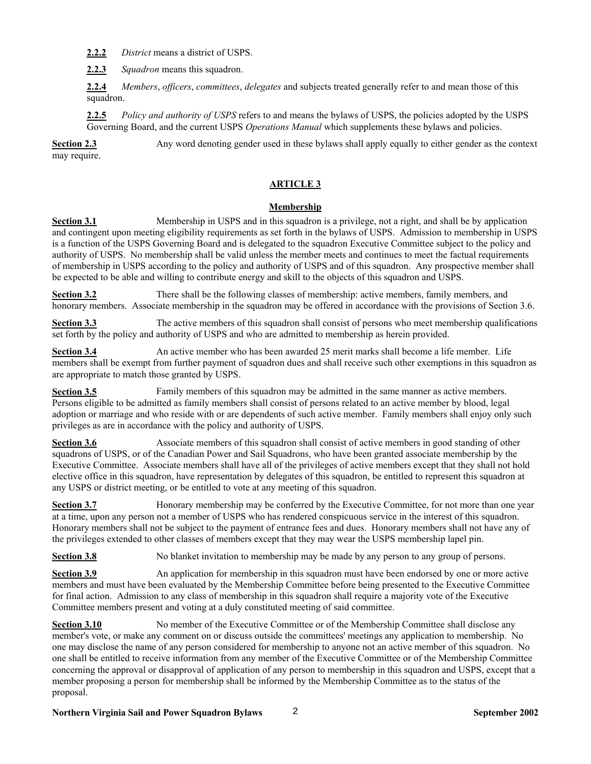**2.2.2** *District* means a district of USPS.

**2.2.3** *Squadron* means this squadron.

**2.2.4** *Members*, *officers*, *committees*, *delegates* and subjects treated generally refer to and mean those of this squadron.

**2.2.5** *Policy and authority of USPS* refers to and means the bylaws of USPS, the policies adopted by the USPS Governing Board, and the current USPS *Operations Manual* which supplements these bylaws and policies.

**Section 2.3** Any word denoting gender used in these bylaws shall apply equally to either gender as the context may require.

## ARTICLE 3

### Membership

**Section 3.1** Membership in USPS and in this squadron is a privilege, not a right, and shall be by application and contingent upon meeting eligibility requirements as set forth in the bylaws of USPS. Admission to membership in USPS is a function of the USPS Governing Board and is delegated to the squadron Executive Committee subject to the policy and authority of USPS. No membership shall be valid unless the member meets and continues to meet the factual requirements of membership in USPS according to the policy and authority of USPS and of this squadron. Any prospective member shall be expected to be able and willing to contribute energy and skill to the objects of this squadron and USPS.

**Section 3.2** There shall be the following classes of membership: active members, family members, and honorary members. Associate membership in the squadron may be offered in accordance with the provisions of Section 3.6.

**Section 3.3** The active members of this squadron shall consist of persons who meet membership qualifications set forth by the policy and authority of USPS and who are admitted to membership as herein provided.

**Section 3.4** An active member who has been awarded 25 merit marks shall become a life member. Life members shall be exempt from further payment of squadron dues and shall receive such other exemptions in this squadron as are appropriate to match those granted by USPS.

**Section 3.5** Family members of this squadron may be admitted in the same manner as active members. Persons eligible to be admitted as family members shall consist of persons related to an active member by blood, legal adoption or marriage and who reside with or are dependents of such active member. Family members shall enjoy only such privileges as are in accordance with the policy and authority of USPS.

**Section 3.6** Associate members of this squadron shall consist of active members in good standing of other squadrons of USPS, or of the Canadian Power and Sail Squadrons, who have been granted associate membership by the Executive Committee. Associate members shall have all of the privileges of active members except that they shall not hold elective office in this squadron, have representation by delegates of this squadron, be entitled to represent this squadron at any USPS or district meeting, or be entitled to vote at any meeting of this squadron.

**Section 3.7** Honorary membership may be conferred by the Executive Committee, for not more than one year at a time, upon any person not a member of USPS who has rendered conspicuous service in the interest of this squadron. Honorary members shall not be subject to the payment of entrance fees and dues. Honorary members shall not have any of the privileges extended to other classes of members except that they may wear the USPS membership lapel pin.

**Section 3.8** No blanket invitation to membership may be made by any person to any group of persons.

**Section 3.9** An application for membership in this squadron must have been endorsed by one or more active members and must have been evaluated by the Membership Committee before being presented to the Executive Committee for final action. Admission to any class of membership in this squadron shall require a majority vote of the Executive Committee members present and voting at a duly constituted meeting of said committee.

**Section 3.10** No member of the Executive Committee or of the Membership Committee shall disclose any member's vote, or make any comment on or discuss outside the committees' meetings any application to membership. No one may disclose the name of any person considered for membership to anyone not an active member of this squadron. No one shall be entitled to receive information from any member of the Executive Committee or of the Membership Committee concerning the approval or disapproval of application of any person to membership in this squadron and USPS, except that a member proposing a person for membership shall be informed by the Membership Committee as to the status of the proposal.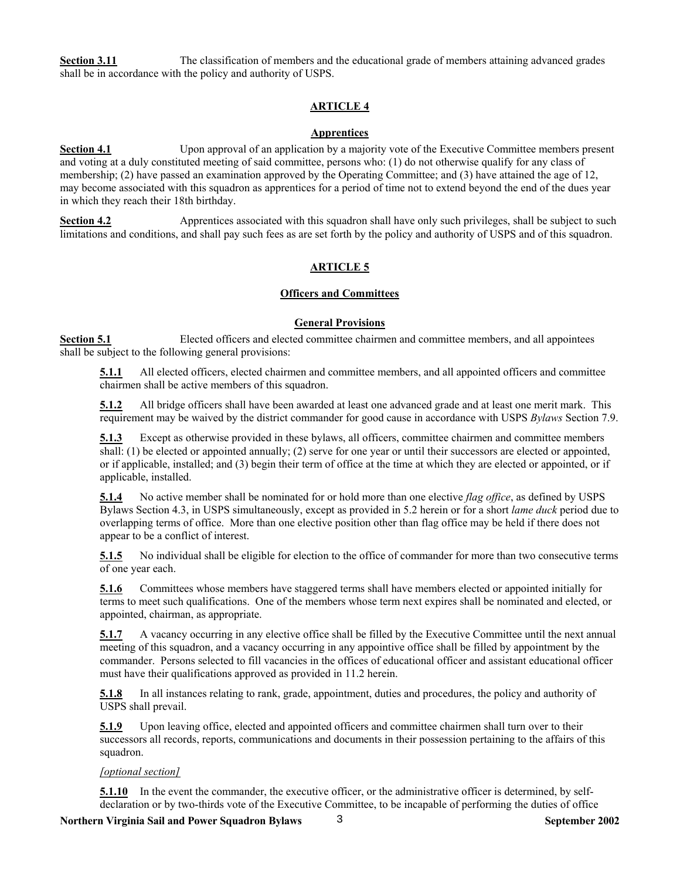**Section 3.11** The classification of members and the educational grade of members attaining advanced grades shall be in accordance with the policy and authority of USPS.

## ARTICLE 4

### Apprentices

**Section 4.1** Upon approval of an application by a majority vote of the Executive Committee members present and voting at a duly constituted meeting of said committee, persons who: (1) do not otherwise qualify for any class of membership; (2) have passed an examination approved by the Operating Committee; and (3) have attained the age of 12, may become associated with this squadron as apprentices for a period of time not to extend beyond the end of the dues year in which they reach their 18th birthday.

**Section 4.2** Apprentices associated with this squadron shall have only such privileges, shall be subject to such limitations and conditions, and shall pay such fees as are set forth by the policy and authority of USPS and of this squadron.

## ARTICLE 5

### Officers and Committees

#### General Provisions

**Section 5.1** Elected officers and elected committee chairmen and committee members, and all appointees shall be subject to the following general provisions:

**5.1.1** All elected officers, elected chairmen and committee members, and all appointed officers and committee chairmen shall be active members of this squadron.

**5.1.2** All bridge officers shall have been awarded at least one advanced grade and at least one merit mark. This requirement may be waived by the district commander for good cause in accordance with USPS *Bylaws* Section 7.9.

**5.1.3** Except as otherwise provided in these bylaws, all officers, committee chairmen and committee members shall: (1) be elected or appointed annually; (2) serve for one year or until their successors are elected or appointed, or if applicable, installed; and (3) begin their term of office at the time at which they are elected or appointed, or if applicable, installed.

**5.1.4** No active member shall be nominated for or hold more than one elective *flag office*, as defined by USPS Bylaws Section 4.3, in USPS simultaneously, except as provided in 5.2 herein or for a short *lame duck* period due to overlapping terms of office. More than one elective position other than flag office may be held if there does not appear to be a conflict of interest.

**5.1.5** No individual shall be eligible for election to the office of commander for more than two consecutive terms of one year each.

**5.1.6** Committees whose members have staggered terms shall have members elected or appointed initially for terms to meet such qualifications. One of the members whose term next expires shall be nominated and elected, or appointed, chairman, as appropriate.

**5.1.7** A vacancy occurring in any elective office shall be filled by the Executive Committee until the next annual meeting of this squadron, and a vacancy occurring in any appointive office shall be filled by appointment by the commander. Persons selected to fill vacancies in the offices of educational officer and assistant educational officer must have their qualifications approved as provided in 11.2 herein.

**5.1.8** In all instances relating to rank, grade, appointment, duties and procedures, the policy and authority of USPS shall prevail.

**5.1.9** Upon leaving office, elected and appointed officers and committee chairmen shall turn over to their successors all records, reports, communications and documents in their possession pertaining to the affairs of this squadron.

*[optional section]*

**5.1.10** In the event the commander, the executive officer, or the administrative officer is determined, by self-declaration or by two-thirds vote of the Executive Committee, to be incapable of performing the duties of office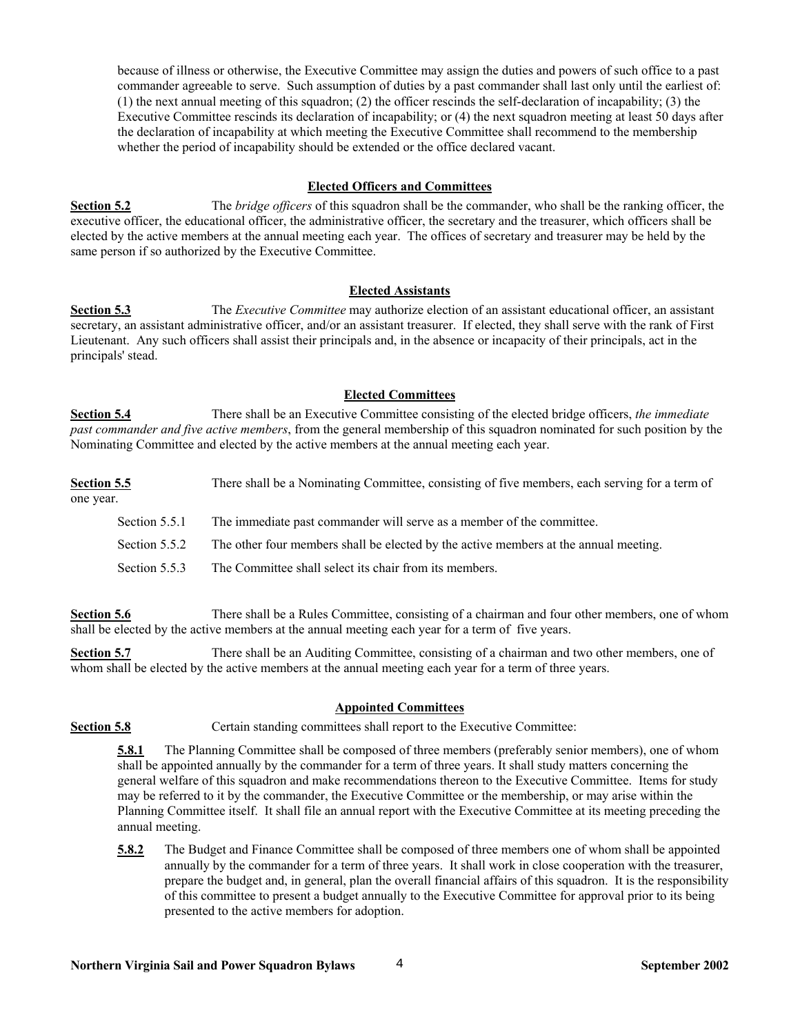because of illness or otherwise, the Executive Committee may assign the duties and powers of such office to a past commander agreeable to serve. Such assumption of duties by a past commander shall last only until the earliest of: (1) the next annual meeting of this squadron; (2) the officer rescinds the self-declaration of incapability; (3) the Executive Committee rescinds its declaration of incapability; or (4) the next squadron meeting at least 50 days after the declaration of incapability at which meeting the Executive Committee shall recommend to the membership whether the period of incapability should be extended or the office declared vacant.

### Elected Officers and Committees

**Section 5.2** The *bridge officers* of this squadron shall be the commander, who shall be the ranking officer, the executive officer, the educational officer, the administrative officer, the secretary and the treasurer, which officers shall be elected by the active members at the annual meeting each year. The offices of secretary and treasurer may be held by the same person if so authorized by the Executive Committee.

### Elected Assistants

**Section 5.3** The *Executive Committee* may authorize election of an assistant educational officer, an assistant secretary, an assistant administrative officer, and/or an assistant treasurer. If elected, they shall serve with the rank of First Lieutenant. Any such officers shall assist their principals and, in the absence or incapacity of their principals, act in the principals' stead.

### Elected Committees

**Section 5.4** There shall be an Executive Committee consisting of the elected bridge officers, *the immediate past commander and five active members*, from the general membership of this squadron nominated for such position by the Nominating Committee and elected by the active members at the annual meeting each year.

**Section 5.5** There shall be a Nominating Committee, consisting of five members, each serving for a term of one year.

Section 5.5.1 The immediate past commander will serve as a member of the committee.

Section 5.5.2 The other four members shall be elected by the active members at the annual meeting.

Section 5.5.3 The Committee shall select its chair from its members.

**Section 5.6** There shall be a Rules Committee, consisting of a chairman and four other members, one of whom shall be elected by the active members at the annual meeting each year for a term of five years.

**Section 5.7** There shall be an Auditing Committee, consisting of a chairman and two other members, one of whom shall be elected by the active members at the annual meeting each year for a term of three years.

### Appointed Committees

**Section 5.8** Certain standing committees shall report to the Executive Committee:

**5.8.1** The Planning Committee shall be composed of three members (preferably senior members), one of whom shall be appointed annually by the commander for a term of three years. It shall study matters concerning the general welfare of this squadron and make recommendations thereon to the Executive Committee. Items for study may be referred to it by the commander, the Executive Committee or the membership, or may arise within the Planning Committee itself. It shall file an annual report with the Executive Committee at its meeting preceding the annual meeting.

**5.8.2** The Budget and Finance Committee shall be composed of three members one of whom shall be appointed annually by the commander for a term of three years. It shall work in close cooperation with the treasurer, prepare the budget and, in general, plan the overall financial affairs of this squadron. It is the responsibility of this committee to present a budget annually to the Executive Committee for approval prior to its being presented to the active members for adoption.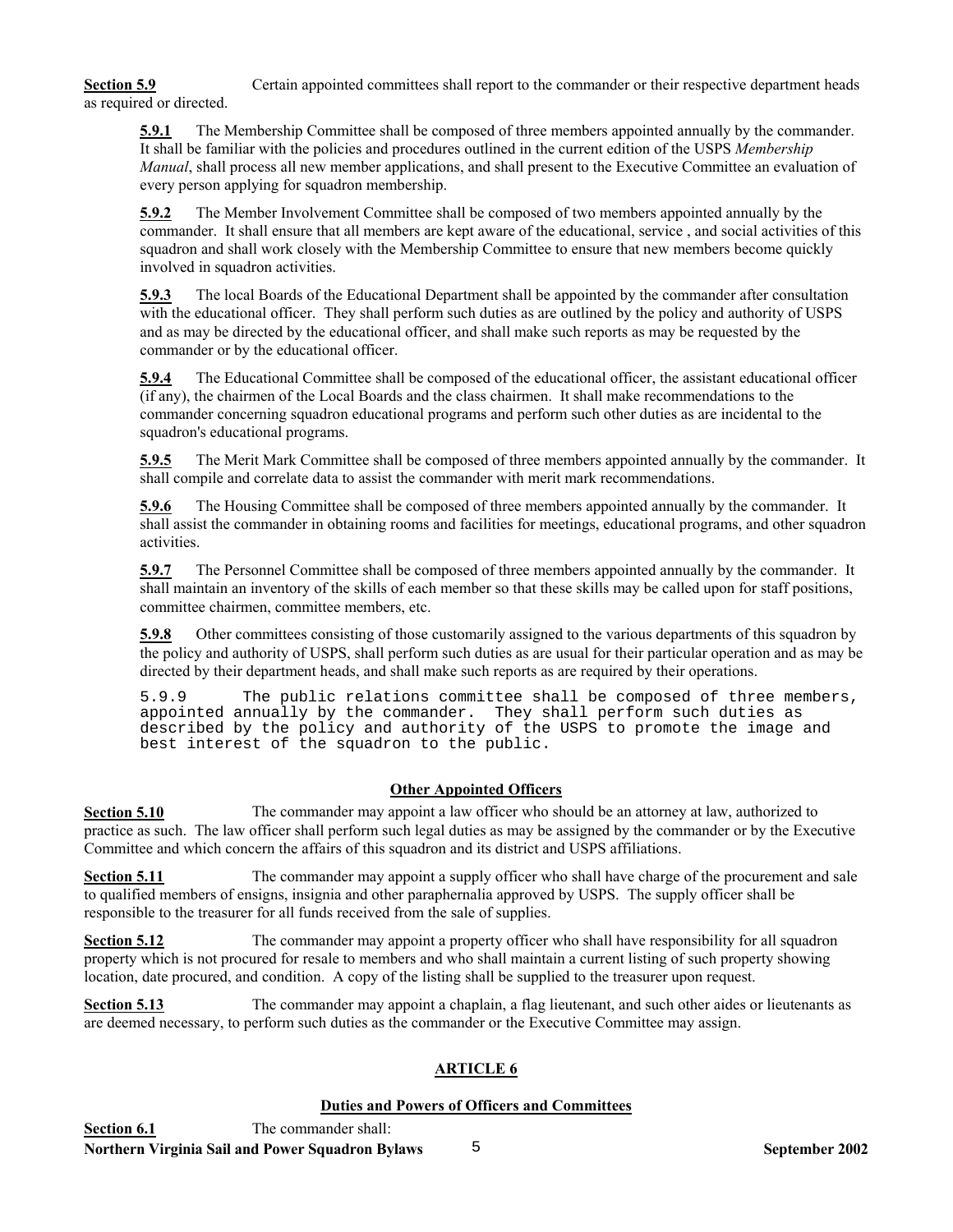**Section 5.9** Certain appointed committees shall report to the commander or their respective department heads as required or directed.

**5.9.1** The Membership Committee shall be composed of three members appointed annually by the commander. It shall be familiar with the policies and procedures outlined in the current edition of the USPS *Membership Manual*, shall process all new member applications, and shall present to the Executive Committee an evaluation of every person applying for squadron membership.

**5.9.2** The Member Involvement Committee shall be composed of two members appointed annually by the commander. It shall ensure that all members are kept aware of the educational, service , and social activities of this squadron and shall work closely with the Membership Committee to ensure that new members become quickly involved in squadron activities.

**5.9.3** The local Boards of the Educational Department shall be appointed by the commander after consultation with the educational officer. They shall perform such duties as are outlined by the policy and authority of USPS and as may be directed by the educational officer, and shall make such reports as may be requested by the commander or by the educational officer.

**5.9.4** The Educational Committee shall be composed of the educational officer, the assistant educational officer (if any), the chairmen of the Local Boards and the class chairmen. It shall make recommendations to the commander concerning squadron educational programs and perform such other duties as are incidental to the squadron's educational programs.

**5.9.5** The Merit Mark Committee shall be composed of three members appointed annually by the commander. It shall compile and correlate data to assist the commander with merit mark recommendations.

**5.9.6** The Housing Committee shall be composed of three members appointed annually by the commander. It shall assist the commander in obtaining rooms and facilities for meetings, educational programs, and other squadron activities.

**5.9.7** The Personnel Committee shall be composed of three members appointed annually by the commander. It shall maintain an inventory of the skills of each member so that these skills may be called upon for staff positions, committee chairmen, committee members, etc.

**5.9.8** Other committees consisting of those customarily assigned to the various departments of this squadron by the policy and authority of USPS, shall perform such duties as are usual for their particular operation and as may be directed by their department heads, and shall make such reports as are required by their operations.

5.9.9 The public relations committee shall be composed of three members, appointed annually by the commander. They shall perform such duties as described by the policy and authority of the USPS to promote the image and best interest of the squadron to the public.

### Other Appointed Officers

**Section 5.10** The commander may appoint a law officer who should be an attorney at law, authorized to practice as such. The law officer shall perform such legal duties as may be assigned by the commander or by the Executive Committee and which concern the affairs of this squadron and its district and USPS affiliations.

**Section 5.11** The commander may appoint a supply officer who shall have charge of the procurement and sale to qualified members of ensigns, insignia and other paraphernalia approved by USPS. The supply officer shall be responsible to the treasurer for all funds received from the sale of supplies.

**Section 5.12** The commander may appoint a property officer who shall have responsibility for all squadron property which is not procured for resale to members and who shall maintain a current listing of such property showing location, date procured, and condition. A copy of the listing shall be supplied to the treasurer upon request.

**Section 5.13** The commander may appoint a chaplain, a flag lieutenant, and such other aides or lieutenants as are deemed necessary, to perform such duties as the commander or the Executive Committee may assign.

## ARTICLE 6

### Duties and Powers of Officers and Committees

**Section 6.1** The commander shall: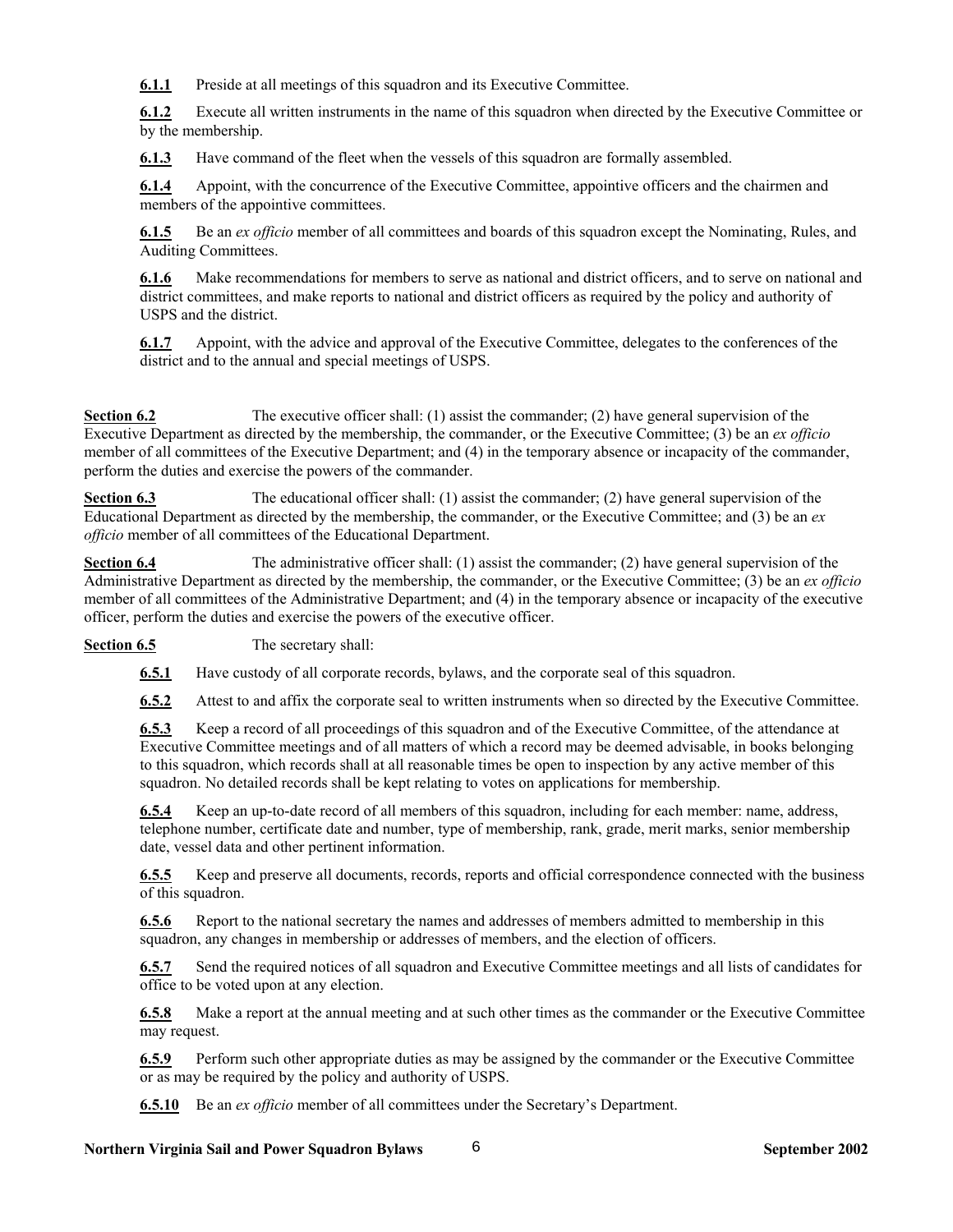**6.1.1** Preside at all meetings of this squadron and its Executive Committee.

**6.1.2** Execute all written instruments in the name of this squadron when directed by the Executive Committee or by the membership.

**6.1.3** Have command of the fleet when the vessels of this squadron are formally assembled.

**6.1.4** Appoint, with the concurrence of the Executive Committee, appointive officers and the chairmen and members of the appointive committees.

**6.1.5** Be an *ex officio* member of all committees and boards of this squadron except the Nominating, Rules, and Auditing Committees.

**6.1.6** Make recommendations for members to serve as national and district officers, and to serve on national and district committees, and make reports to national and district officers as required by the policy and authority of USPS and the district.

**6.1.7** Appoint, with the advice and approval of the Executive Committee, delegates to the conferences of the district and to the annual and special meetings of USPS.

**Section 6.2** The executive officer shall: (1) assist the commander; (2) have general supervision of the Executive Department as directed by the membership, the commander, or the Executive Committee; (3) be an *ex officio* member of all committees of the Executive Department; and (4) in the temporary absence or incapacity of the commander, perform the duties and exercise the powers of the commander.

**Section 6.3** The educational officer shall: (1) assist the commander; (2) have general supervision of the Educational Department as directed by the membership, the commander, or the Executive Committee; and (3) be an *ex officio* member of all committees of the Educational Department.

**Section 6.4** The administrative officer shall: (1) assist the commander; (2) have general supervision of the Administrative Department as directed by the membership, the commander, or the Executive Committee; (3) be an *ex officio* member of all committees of the Administrative Department; and (4) in the temporary absence or incapacity of the executive officer, perform the duties and exercise the powers of the executive officer.

**Section 6.5** The secretary shall:

**6.5.1** Have custody of all corporate records, bylaws, and the corporate seal of this squadron.

**6.5.2** Attest to and affix the corporate seal to written instruments when so directed by the Executive Committee.

**6.5.3** Keep a record of all proceedings of this squadron and of the Executive Committee, of the attendance at Executive Committee meetings and of all matters of which a record may be deemed advisable, in books belonging to this squadron, which records shall at all reasonable times be open to inspection by any active member of this squadron. No detailed records shall be kept relating to votes on applications for membership.

**6.5.4** Keep an up-to-date record of all members of this squadron, including for each member: name, address, telephone number, certificate date and number, type of membership, rank, grade, merit marks, senior membership date, vessel data and other pertinent information.

**6.5.5** Keep and preserve all documents, records, reports and official correspondence connected with the business of this squadron.

**6.5.6** Report to the national secretary the names and addresses of members admitted to membership in this squadron, any changes in membership or addresses of members, and the election of officers.

**6.5.7** Send the required notices of all squadron and Executive Committee meetings and all lists of candidates for office to be voted upon at any election.

**6.5.8** Make a report at the annual meeting and at such other times as the commander or the Executive Committee may request.

**6.5.9** Perform such other appropriate duties as may be assigned by the commander or the Executive Committee or as may be required by the policy and authority of USPS.

**6.5.10** Be an *ex officio* member of all committees under the Secretary's Department.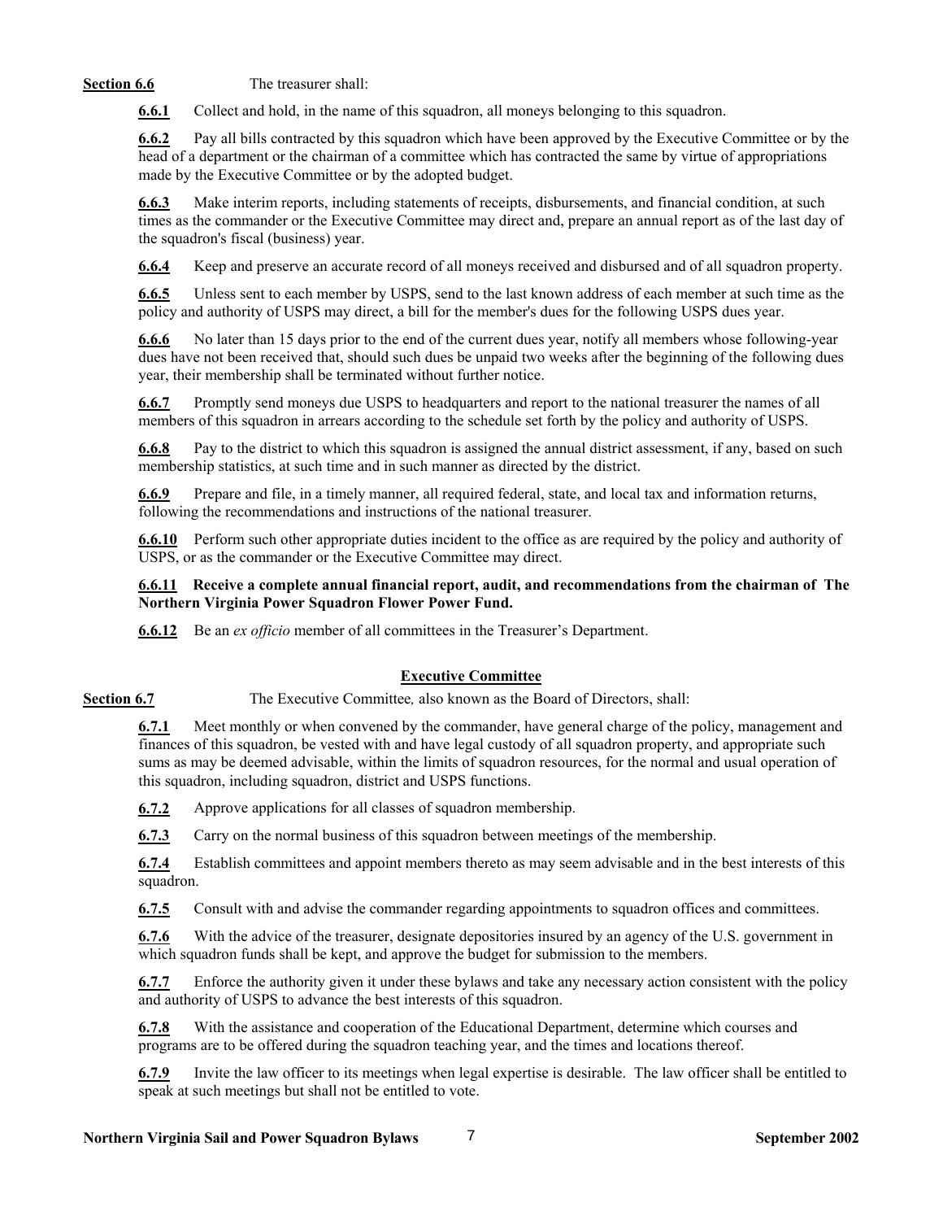**Section 6.6** The treasurer shall:

**6.6.1** Collect and hold, in the name of this squadron, all moneys belonging to this squadron.

**6.6.2** Pay all bills contracted by this squadron which have been approved by the Executive Committee or by the head of a department or the chairman of a committee which has contracted the same by virtue of appropriations made by the Executive Committee or by the adopted budget.

**6.6.3** Make interim reports, including statements of receipts, disbursements, and financial condition, at such times as the commander or the Executive Committee may direct and, prepare an annual report as of the last day of the squadron's fiscal (business) year.

**6.6.4** Keep and preserve an accurate record of all moneys received and disbursed and of all squadron property.

**6.6.5** Unless sent to each member by USPS, send to the last known address of each member at such time as the policy and authority of USPS may direct, a bill for the member's dues for the following USPS dues year.

**6.6.6** No later than 15 days prior to the end of the current dues year, notify all members whose following-year dues have not been received that, should such dues be unpaid two weeks after the beginning of the following dues year, their membership shall be terminated without further notice.

**6.6.7** Promptly send moneys due USPS to headquarters and report to the national treasurer the names of all members of this squadron in arrears according to the schedule set forth by the policy and authority of USPS.

**6.6.8** Pay to the district to which this squadron is assigned the annual district assessment, if any, based on such membership statistics, at such time and in such manner as directed by the district.

**6.6.9** Prepare and file, in a timely manner, all required federal, state, and local tax and information returns, following the recommendations and instructions of the national treasurer.

**6.6.10** Perform such other appropriate duties incident to the office as are required by the policy and authority of USPS, or as the commander or the Executive Committee may direct.

**6.6.11 Receive a complete annual financial report, audit, and recommendations from the chairman of The Northern Virginia Power Squadron Flower Power Fund.**

**6.6.12** Be an *ex officio* member of all committees in the Treasurer's Department.

## Executive Committee

**Section 6.7** The Executive Committee*,* also known as the Board of Directors, shall:

**6.7.1** Meet monthly or when convened by the commander, have general charge of the policy, management and finances of this squadron, be vested with and have legal custody of all squadron property, and appropriate such sums as may be deemed advisable, within the limits of squadron resources, for the normal and usual operation of this squadron, including squadron, district and USPS functions.

**6.7.2** Approve applications for all classes of squadron membership.

**6.7.3** Carry on the normal business of this squadron between meetings of the membership.

**6.7.4** Establish committees and appoint members thereto as may seem advisable and in the best interests of this squadron.

**6.7.5** Consult with and advise the commander regarding appointments to squadron offices and committees.

**6.7.6** With the advice of the treasurer, designate depositories insured by an agency of the U.S. government in which squadron funds shall be kept, and approve the budget for submission to the members.

**6.7.7** Enforce the authority given it under these bylaws and take any necessary action consistent with the policy and authority of USPS to advance the best interests of this squadron.

**6.7.8** With the assistance and cooperation of the Educational Department, determine which courses and programs are to be offered during the squadron teaching year, and the times and locations thereof.

**6.7.9** Invite the law officer to its meetings when legal expertise is desirable. The law officer shall be entitled to speak at such meetings but shall not be entitled to vote.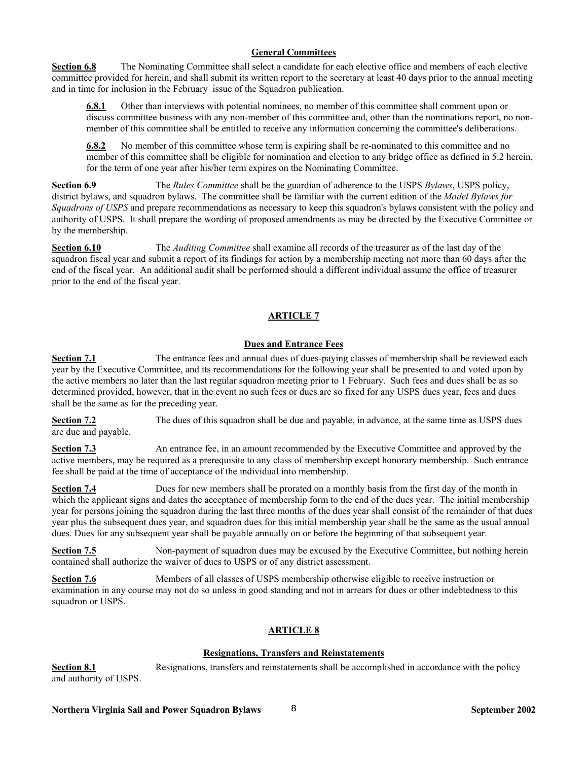## General Committees

**Section 6.8** The Nominating Committee shall select a candidate for each elective office and members of each elective committee provided for herein, and shall submit its written report to the secretary at least 40 days prior to the annual meeting and in time for inclusion in the February issue of the Squadron publication.

> **6.8.1** Other than interviews with potential nominees, no member of this committee shall comment upon or discuss committee business with any non-member of this committee and, other than the nominations report, no non-member of this committee shall be entitled to receive any information concerning the committee's deliberations.
>
> **6.8.2** No member of this committee whose term is expiring shall be re-nominated to this committee and no member of this committee shall be eligible for nomination and election to any bridge office as defined in 5.2 herein, for the term of one year after his/her term expires on the Nominating Committee.

**Section 6.9** The *Rules Committee* shall be the guardian of adherence to the USPS *Bylaws*, USPS policy, district bylaws, and squadron bylaws. The committee shall be familiar with the current edition of the *Model Bylaws for Squadrons of USPS* and prepare recommendations as necessary to keep this squadron's bylaws consistent with the policy and authority of USPS. It shall prepare the wording of proposed amendments as may be directed by the Executive Committee or by the membership.

**Section 6.10** The *Auditing Committee* shall examine all records of the treasurer as of the last day of the squadron fiscal year and submit a report of its findings for action by a membership meeting not more than 60 days after the end of the fiscal year. An additional audit shall be performed should a different individual assume the office of treasurer prior to the end of the fiscal year.

# ARTICLE 7

## Dues and Entrance Fees

**Section 7.1** The entrance fees and annual dues of dues-paying classes of membership shall be reviewed each year by the Executive Committee, and its recommendations for the following year shall be presented to and voted upon by the active members no later than the last regular squadron meeting prior to 1 February. Such fees and dues shall be as so determined provided, however, that in the event no such fees or dues are so fixed for any USPS dues year, fees and dues shall be the same as for the preceding year.

**Section 7.2** The dues of this squadron shall be due and payable, in advance, at the same time as USPS dues are due and payable.

**Section 7.3** An entrance fee, in an amount recommended by the Executive Committee and approved by the active members, may be required as a prerequisite to any class of membership except honorary membership. Such entrance fee shall be paid at the time of acceptance of the individual into membership.

**Section 7.4** Dues for new members shall be prorated on a monthly basis from the first day of the month in which the applicant signs and dates the acceptance of membership form to the end of the dues year. The initial membership year for persons joining the squadron during the last three months of the dues year shall consist of the remainder of that dues year plus the subsequent dues year, and squadron dues for this initial membership year shall be the same as the usual annual dues. Dues for any subsequent year shall be payable annually on or before the beginning of that subsequent year.

**Section 7.5** Non-payment of squadron dues may be excused by the Executive Committee, but nothing herein contained shall authorize the waiver of dues to USPS or of any district assessment.

**Section 7.6** Members of all classes of USPS membership otherwise eligible to receive instruction or examination in any course may not do so unless in good standing and not in arrears for dues or other indebtedness to this squadron or USPS.

# ARTICLE 8

## Resignations, Transfers and Reinstatements

**Section 8.1** Resignations, transfers and reinstatements shall be accomplished in accordance with the policy and authority of USPS.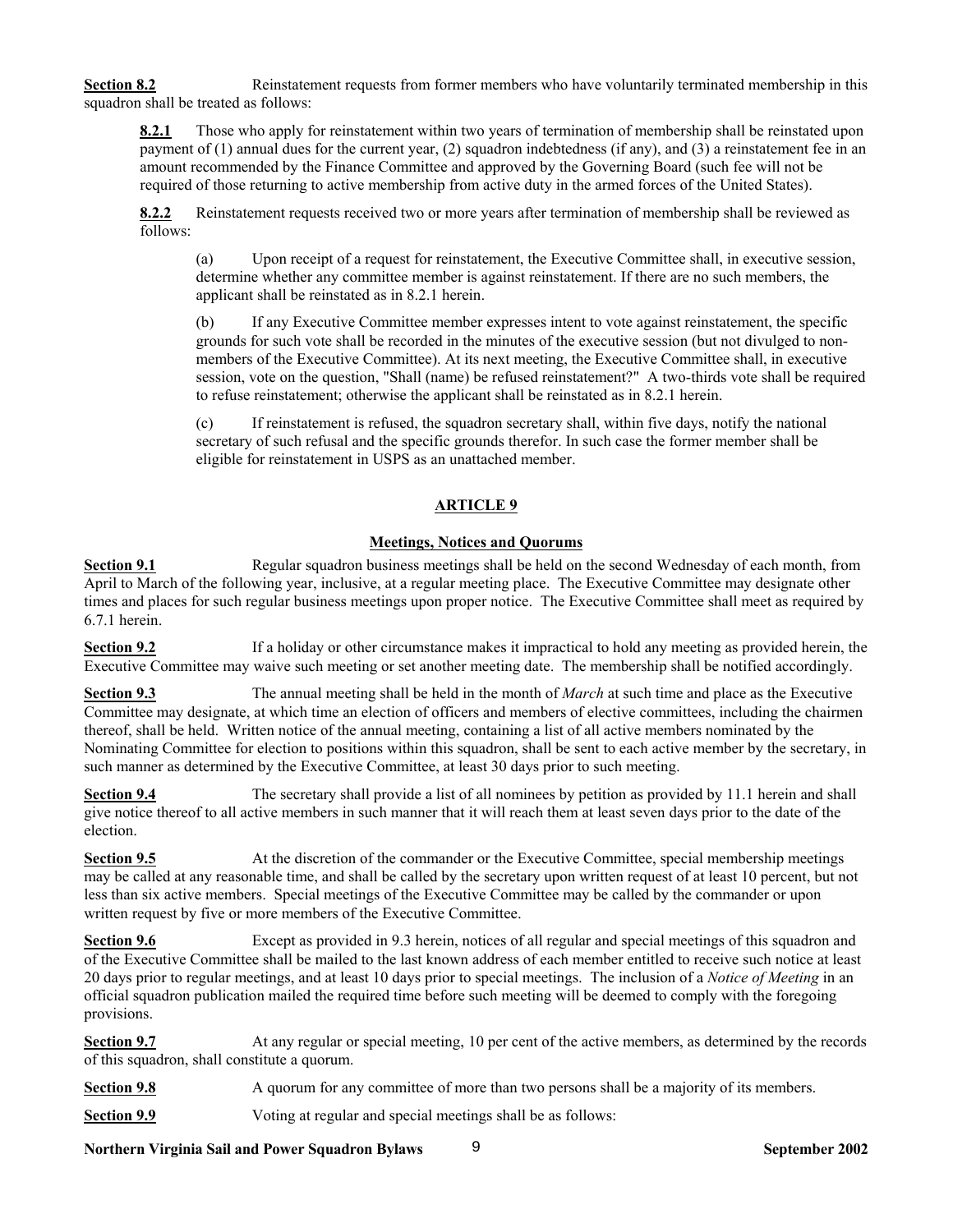**Section 8.2** Reinstatement requests from former members who have voluntarily terminated membership in this squadron shall be treated as follows:

**8.2.1** Those who apply for reinstatement within two years of termination of membership shall be reinstated upon payment of (1) annual dues for the current year, (2) squadron indebtedness (if any), and (3) a reinstatement fee in an amount recommended by the Finance Committee and approved by the Governing Board (such fee will not be required of those returning to active membership from active duty in the armed forces of the United States).

**8.2.2** Reinstatement requests received two or more years after termination of membership shall be reviewed as follows:

(a) Upon receipt of a request for reinstatement, the Executive Committee shall, in executive session, determine whether any committee member is against reinstatement. If there are no such members, the applicant shall be reinstated as in 8.2.1 herein.

(b) If any Executive Committee member expresses intent to vote against reinstatement, the specific grounds for such vote shall be recorded in the minutes of the executive session (but not divulged to non-members of the Executive Committee). At its next meeting, the Executive Committee shall, in executive session, vote on the question, "Shall (name) be refused reinstatement?" A two-thirds vote shall be required to refuse reinstatement; otherwise the applicant shall be reinstated as in 8.2.1 herein.

(c) If reinstatement is refused, the squadron secretary shall, within five days, notify the national secretary of such refusal and the specific grounds therefor. In such case the former member shall be eligible for reinstatement in USPS as an unattached member.

## ARTICLE 9

### Meetings, Notices and Quorums

**Section 9.1** Regular squadron business meetings shall be held on the second Wednesday of each month, from April to March of the following year, inclusive, at a regular meeting place. The Executive Committee may designate other times and places for such regular business meetings upon proper notice. The Executive Committee shall meet as required by 6.7.1 herein.

**Section 9.2** If a holiday or other circumstance makes it impractical to hold any meeting as provided herein, the Executive Committee may waive such meeting or set another meeting date. The membership shall be notified accordingly.

**Section 9.3** The annual meeting shall be held in the month of *March* at such time and place as the Executive Committee may designate, at which time an election of officers and members of elective committees, including the chairmen thereof, shall be held. Written notice of the annual meeting, containing a list of all active members nominated by the Nominating Committee for election to positions within this squadron, shall be sent to each active member by the secretary, in such manner as determined by the Executive Committee, at least 30 days prior to such meeting.

**Section 9.4** The secretary shall provide a list of all nominees by petition as provided by 11.1 herein and shall give notice thereof to all active members in such manner that it will reach them at least seven days prior to the date of the election.

**Section 9.5** At the discretion of the commander or the Executive Committee, special membership meetings may be called at any reasonable time, and shall be called by the secretary upon written request of at least 10 percent, but not less than six active members. Special meetings of the Executive Committee may be called by the commander or upon written request by five or more members of the Executive Committee.

**Section 9.6** Except as provided in 9.3 herein, notices of all regular and special meetings of this squadron and of the Executive Committee shall be mailed to the last known address of each member entitled to receive such notice at least 20 days prior to regular meetings, and at least 10 days prior to special meetings. The inclusion of a *Notice of Meeting* in an official squadron publication mailed the required time before such meeting will be deemed to comply with the foregoing provisions.

**Section 9.7** At any regular or special meeting, 10 per cent of the active members, as determined by the records of this squadron, shall constitute a quorum.

**Section 9.8** A quorum for any committee of more than two persons shall be a majority of its members.

**Section 9.9** Voting at regular and special meetings shall be as follows: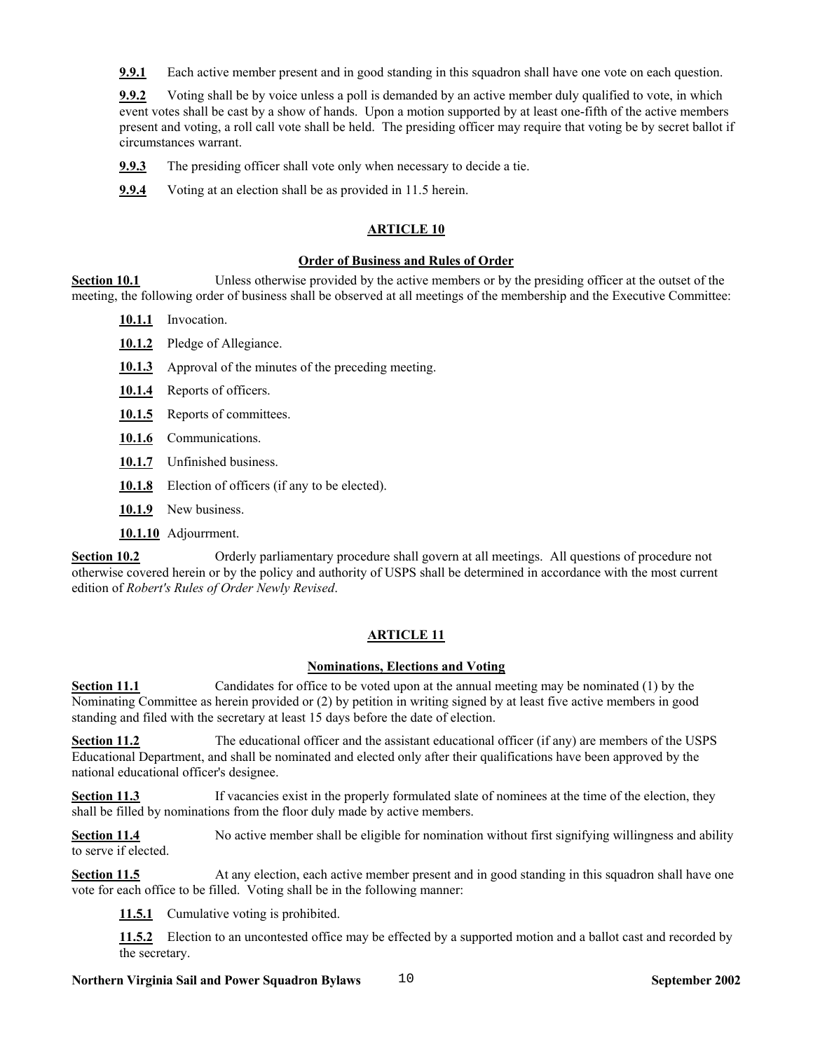**9.9.1** Each active member present and in good standing in this squadron shall have one vote on each question.

**9.9.2** Voting shall be by voice unless a poll is demanded by an active member duly qualified to vote, in which event votes shall be cast by a show of hands. Upon a motion supported by at least one-fifth of the active members present and voting, a roll call vote shall be held. The presiding officer may require that voting be by secret ballot if circumstances warrant.

**9.9.3** The presiding officer shall vote only when necessary to decide a tie.

**9.9.4** Voting at an election shall be as provided in 11.5 herein.

## ARTICLE 10

### Order of Business and Rules of Order

**Section 10.1** Unless otherwise provided by the active members or by the presiding officer at the outset of the meeting, the following order of business shall be observed at all meetings of the membership and the Executive Committee:

**10.1.1** Invocation.

**10.1.2** Pledge of Allegiance.

**10.1.3** Approval of the minutes of the preceding meeting.

**10.1.4** Reports of officers.

**10.1.5** Reports of committees.

**10.1.6** Communications.

**10.1.7** Unfinished business.

**10.1.8** Election of officers (if any to be elected).

**10.1.9** New business.

**10.1.10** Adjourrment.

**Section 10.2** Orderly parliamentary procedure shall govern at all meetings. All questions of procedure not otherwise covered herein or by the policy and authority of USPS shall be determined in accordance with the most current edition of *Robert's Rules of Order Newly Revised*.

## ARTICLE 11

### Nominations, Elections and Voting

**Section 11.1** Candidates for office to be voted upon at the annual meeting may be nominated (1) by the Nominating Committee as herein provided or (2) by petition in writing signed by at least five active members in good standing and filed with the secretary at least 15 days before the date of election.

**Section 11.2** The educational officer and the assistant educational officer (if any) are members of the USPS Educational Department, and shall be nominated and elected only after their qualifications have been approved by the national educational officer's designee.

**Section 11.3** If vacancies exist in the properly formulated slate of nominees at the time of the election, they shall be filled by nominations from the floor duly made by active members.

**Section 11.4** No active member shall be eligible for nomination without first signifying willingness and ability to serve if elected.

**Section 11.5** At any election, each active member present and in good standing in this squadron shall have one vote for each office to be filled. Voting shall be in the following manner:

**11.5.1** Cumulative voting is prohibited.

**11.5.2** Election to an uncontested office may be effected by a supported motion and a ballot cast and recorded by the secretary.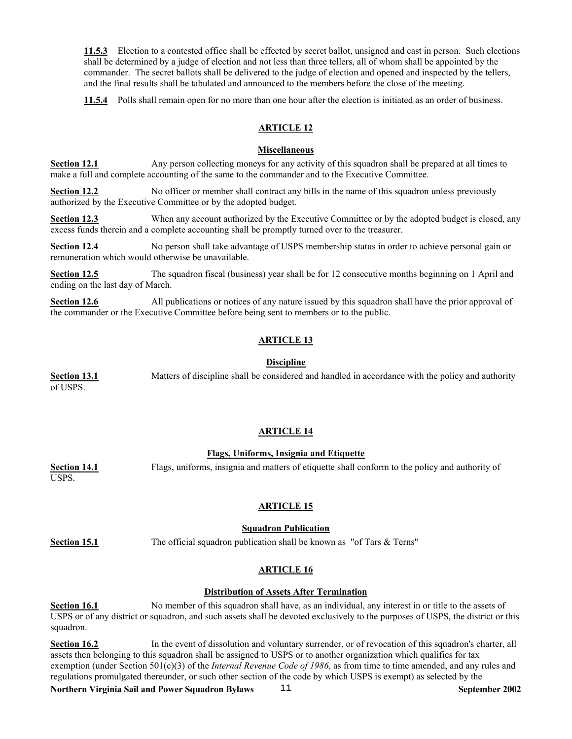**11.5.3** Election to a contested office shall be effected by secret ballot, unsigned and cast in person. Such elections shall be determined by a judge of election and not less than three tellers, all of whom shall be appointed by the commander. The secret ballots shall be delivered to the judge of election and opened and inspected by the tellers, and the final results shall be tabulated and announced to the members before the close of the meeting.

**11.5.4** Polls shall remain open for no more than one hour after the election is initiated as an order of business.

## ARTICLE 12

### Miscellaneous

**Section 12.1** Any person collecting moneys for any activity of this squadron shall be prepared at all times to make a full and complete accounting of the same to the commander and to the Executive Committee.

**Section 12.2** No officer or member shall contract any bills in the name of this squadron unless previously authorized by the Executive Committee or by the adopted budget.

**Section 12.3** When any account authorized by the Executive Committee or by the adopted budget is closed, any excess funds therein and a complete accounting shall be promptly turned over to the treasurer.

**Section 12.4** No person shall take advantage of USPS membership status in order to achieve personal gain or remuneration which would otherwise be unavailable.

**Section 12.5** The squadron fiscal (business) year shall be for 12 consecutive months beginning on 1 April and ending on the last day of March.

**Section 12.6** All publications or notices of any nature issued by this squadron shall have the prior approval of the commander or the Executive Committee before being sent to members or to the public.

## ARTICLE 13

### Discipline

**Section 13.1** Matters of discipline shall be considered and handled in accordance with the policy and authority of USPS.

## ARTICLE 14

### Flags, Uniforms, Insignia and Etiquette

**Section 14.1** Flags, uniforms, insignia and matters of etiquette shall conform to the policy and authority of USPS.

## ARTICLE 15

### Squadron Publication

**Section 15.1** The official squadron publication shall be known as "of Tars & Terns"

## ARTICLE 16

### Distribution of Assets After Termination

**Section 16.1** No member of this squadron shall have, as an individual, any interest in or title to the assets of USPS or of any district or squadron, and such assets shall be devoted exclusively to the purposes of USPS, the district or this squadron.

**Section 16.2** In the event of dissolution and voluntary surrender, or of revocation of this squadron's charter, all assets then belonging to this squadron shall be assigned to USPS or to another organization which qualifies for tax exemption (under Section 501(c)(3) of the *Internal Revenue Code of 1986*, as from time to time amended, and any rules and regulations promulgated thereunder, or such other section of the code by which USPS is exempt) as selected by the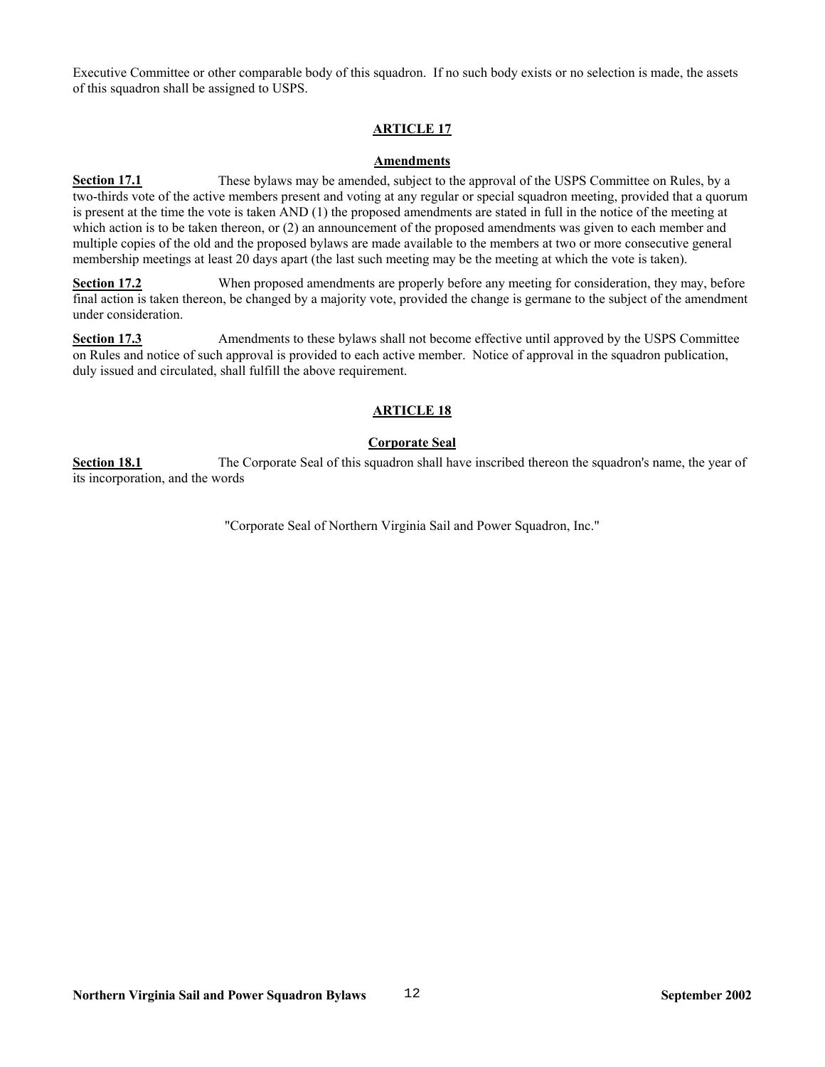Executive Committee or other comparable body of this squadron. If no such body exists or no selection is made, the assets of this squadron shall be assigned to USPS.

## ARTICLE 17

### Amendments

**Section 17.1** These bylaws may be amended, subject to the approval of the USPS Committee on Rules, by a two-thirds vote of the active members present and voting at any regular or special squadron meeting, provided that a quorum is present at the time the vote is taken AND (1) the proposed amendments are stated in full in the notice of the meeting at which action is to be taken thereon, or (2) an announcement of the proposed amendments was given to each member and multiple copies of the old and the proposed bylaws are made available to the members at two or more consecutive general membership meetings at least 20 days apart (the last such meeting may be the meeting at which the vote is taken).

**Section 17.2** When proposed amendments are properly before any meeting for consideration, they may, before final action is taken thereon, be changed by a majority vote, provided the change is germane to the subject of the amendment under consideration.

**Section 17.3** Amendments to these bylaws shall not become effective until approved by the USPS Committee on Rules and notice of such approval is provided to each active member. Notice of approval in the squadron publication, duly issued and circulated, shall fulfill the above requirement.

## ARTICLE 18

### Corporate Seal

**Section 18.1** The Corporate Seal of this squadron shall have inscribed thereon the squadron's name, the year of its incorporation, and the words

"Corporate Seal of Northern Virginia Sail and Power Squadron, Inc."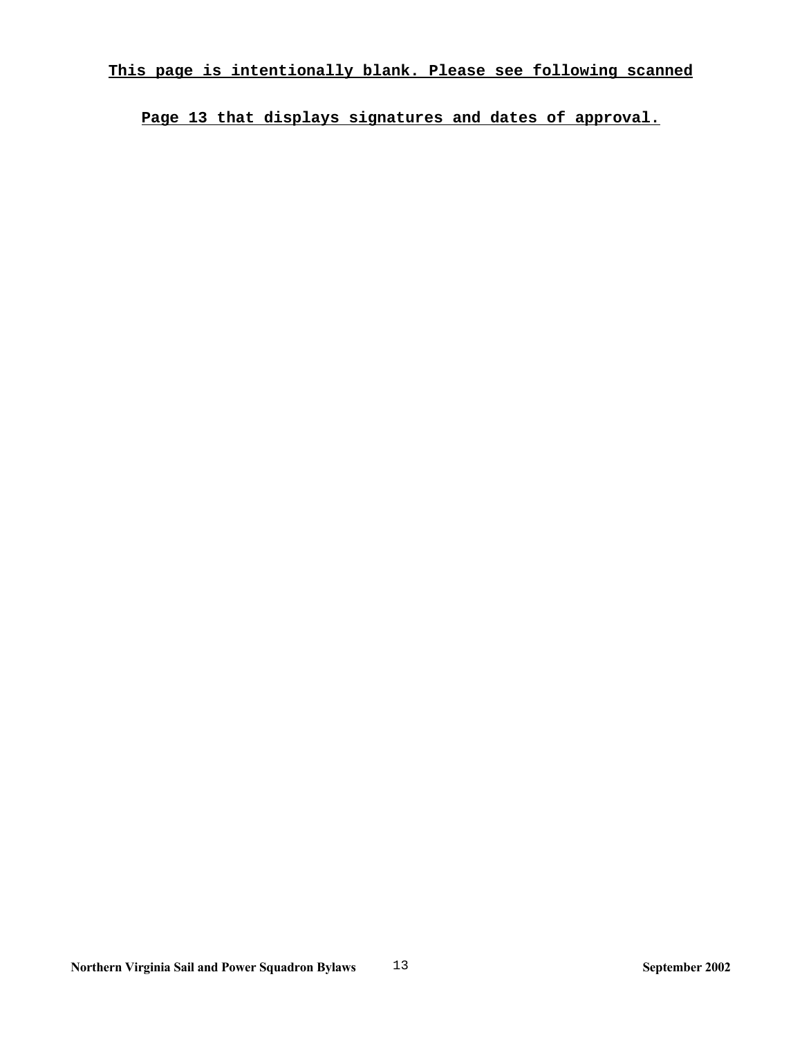**This page is intentionally blank. Please see following scanned**

**Page 13 that displays signatures and dates of approval.**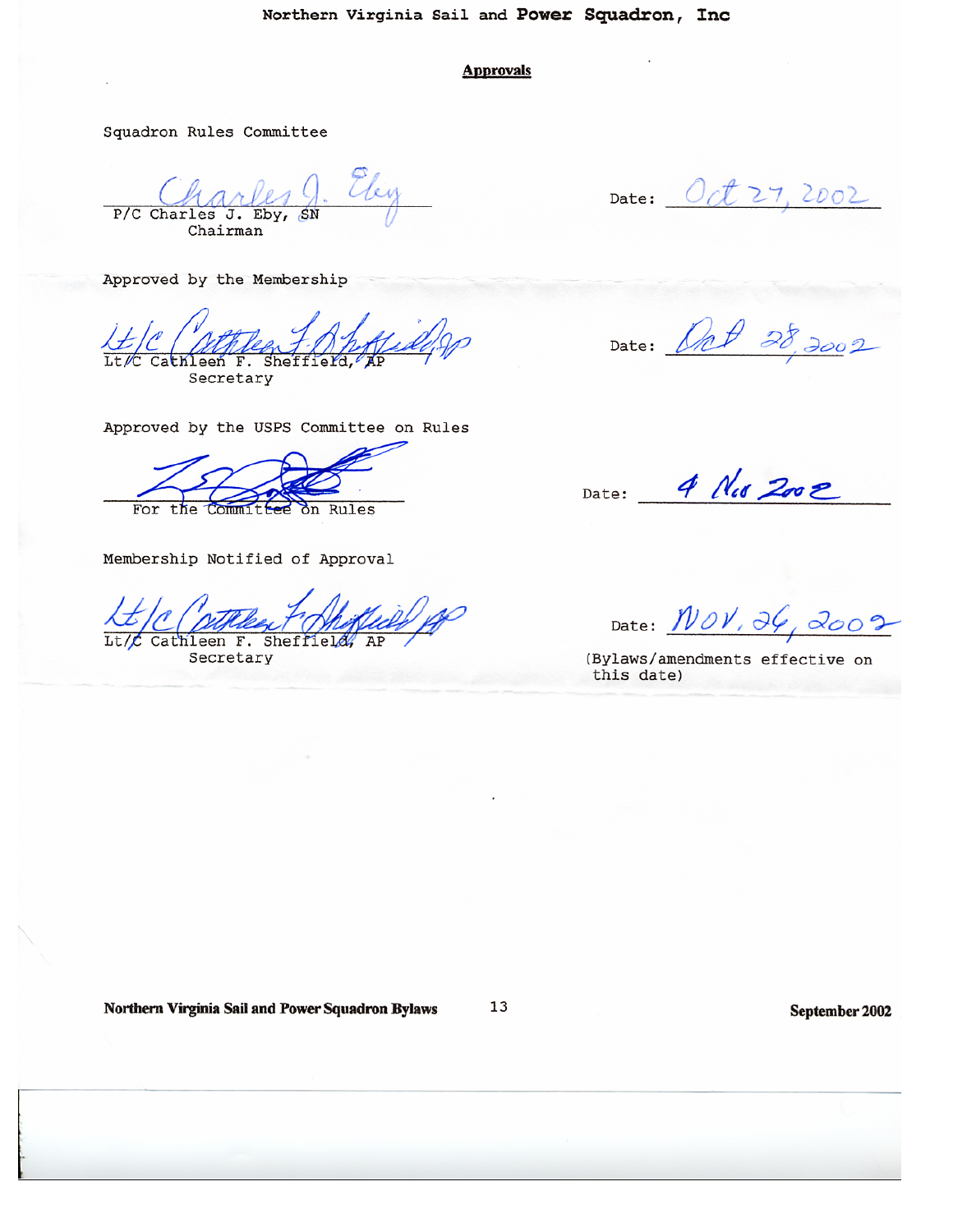## Approvals

Squadron Rules Committee

P/C Charles J. Eby, SN
Chairman

Date: Oct 27, 2002

Approved by the Membership

Lt/C Cathleen F. Sheffield, AP
Secretary

Date: Oct 28, 2002

Approved by the USPS Committee on Rules

For the Committee on Rules

Date: 4 Nov 2002

Membership Notified of Approval

Lt/C Cathleen F. Sheffield, AP
Secretary

Date: Nov. 26, 2002

(Bylaws/amendments effective on this date)